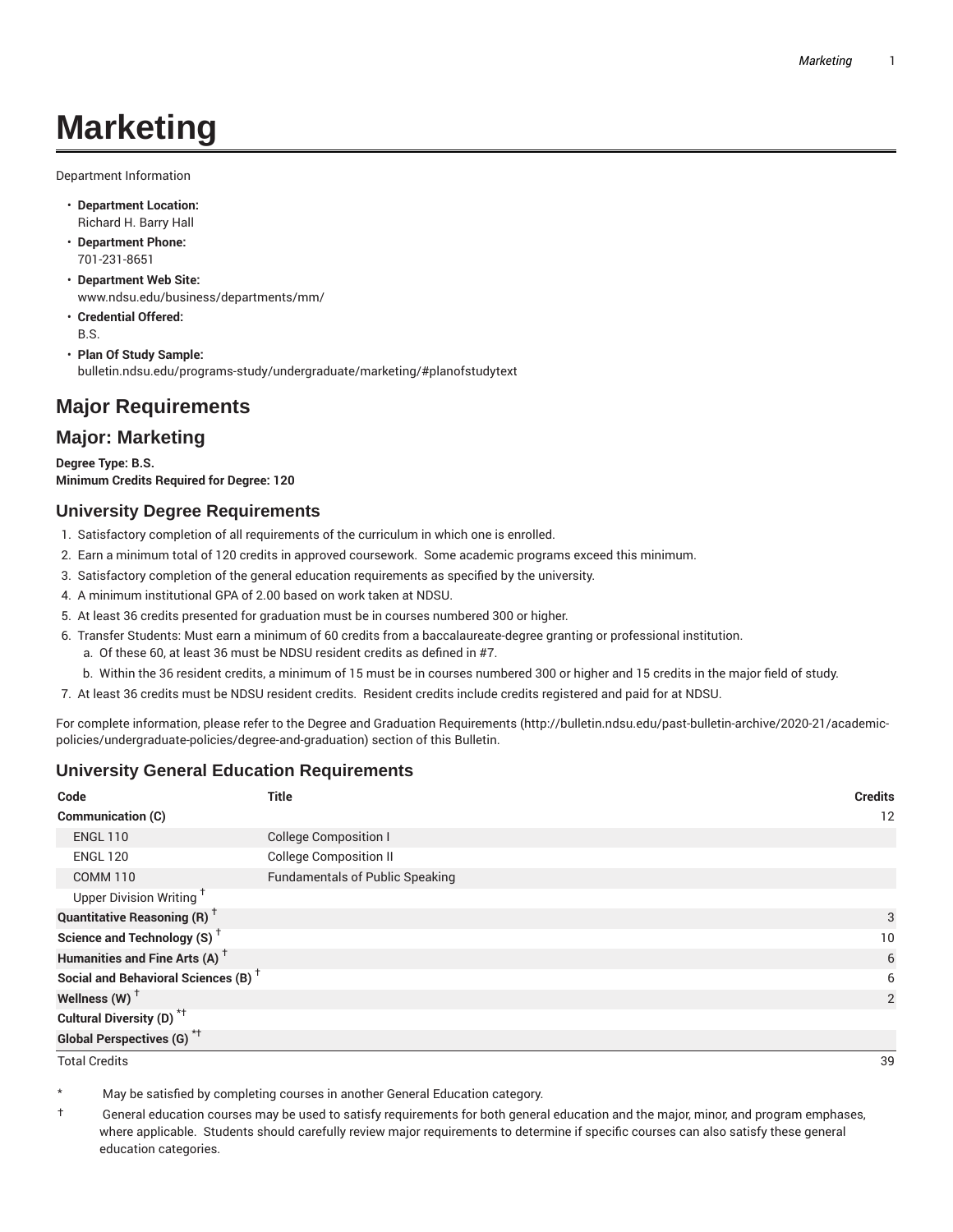# Marketing

Department Information

- **Department Location:**
  Richard H. Barry Hall
- **Department Phone:**
  701-231-8651
- **Department Web Site:**
  www.ndsu.edu/business/departments/mm/
- **Credential Offered:**
  B.S.
- **Plan Of Study Sample:**
  bulletin.ndsu.edu/programs-study/undergraduate/marketing/#planofstudytext

## Major Requirements

## Major: Marketing

**Degree Type: B.S.**
**Minimum Credits Required for Degree: 120**

### University Degree Requirements

1. Satisfactory completion of all requirements of the curriculum in which one is enrolled.
2. Earn a minimum total of 120 credits in approved coursework. Some academic programs exceed this minimum.
3. Satisfactory completion of the general education requirements as specified by the university.
4. A minimum institutional GPA of 2.00 based on work taken at NDSU.
5. At least 36 credits presented for graduation must be in courses numbered 300 or higher.
6. Transfer Students: Must earn a minimum of 60 credits from a baccalaureate-degree granting or professional institution.
   a. Of these 60, at least 36 must be NDSU resident credits as defined in #7.
   b. Within the 36 resident credits, a minimum of 15 must be in courses numbered 300 or higher and 15 credits in the major field of study.
7. At least 36 credits must be NDSU resident credits. Resident credits include credits registered and paid for at NDSU.

For complete information, please refer to the Degree and Graduation Requirements (http://bulletin.ndsu.edu/past-bulletin-archive/2020-21/academic-policies/undergraduate-policies/degree-and-graduation) section of this Bulletin.

### University General Education Requirements

| Code | Title | Credits |
| --- | --- | --- |
| **Communication (C)** | | 12 |
| ENGL 110 | College Composition I | |
| ENGL 120 | College Composition II | |
| COMM 110 | Fundamentals of Public Speaking | |
| Upper Division Writing † | | |
| **Quantitative Reasoning (R)** † | | 3 |
| **Science and Technology (S)** † | | 10 |
| **Humanities and Fine Arts (A)** † | | 6 |
| **Social and Behavioral Sciences (B)** † | | 6 |
| **Wellness (W)** † | | 2 |
| **Cultural Diversity (D)** *† | | |
| **Global Perspectives (G)** *† | | |
| Total Credits | | 39 |

\* May be satisfied by completing courses in another General Education category.

† General education courses may be used to satisfy requirements for both general education and the major, minor, and program emphases, where applicable. Students should carefully review major requirements to determine if specific courses can also satisfy these general education categories.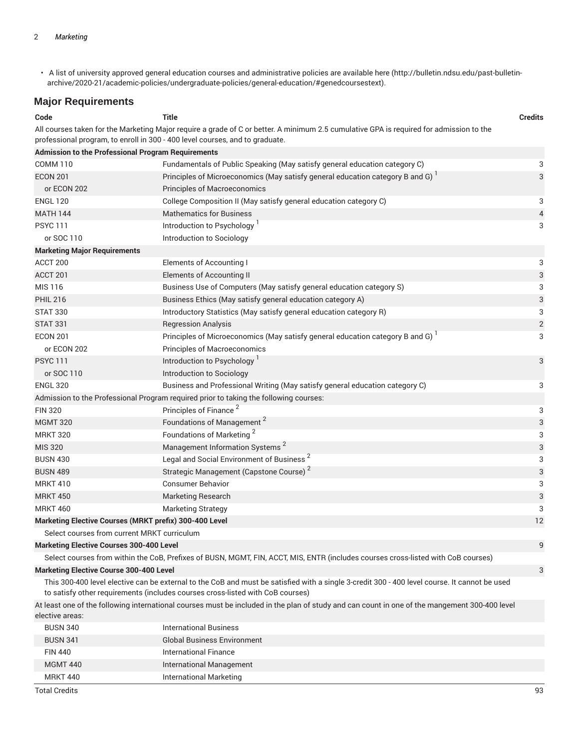- A list of university approved general education courses and administrative policies are available here (http://bulletin.ndsu.edu/past-bulletin-archive/2020-21/academic-policies/undergraduate-policies/general-education/#genedcoursestext).

## Major Requirements

| Code | Title | Credits |
|---|---|---|
| All courses taken for the Marketing Major require a grade of C or better. A minimum 2.5 cumulative GPA is required for admission to the professional program, to enroll in 300 - 400 level courses, and to graduate. | | |
| **Admission to the Professional Program Requirements** | | |
| COMM 110 | Fundamentals of Public Speaking (May satisfy general education category C) | 3 |
| ECON 201 | Principles of Microeconomics (May satisfy general education category B and G) [1] | 3 |
| or ECON 202 | Principles of Macroeconomics | |
| ENGL 120 | College Composition II (May satisfy general education category C) | 3 |
| MATH 144 | Mathematics for Business | 4 |
| PSYC 111 | Introduction to Psychology [1] | 3 |
| or SOC 110 | Introduction to Sociology | |
| **Marketing Major Requirements** | | |
| ACCT 200 | Elements of Accounting I | 3 |
| ACCT 201 | Elements of Accounting II | 3 |
| MIS 116 | Business Use of Computers (May satisfy general education category S) | 3 |
| PHIL 216 | Business Ethics (May satisfy general education category A) | 3 |
| STAT 330 | Introductory Statistics (May satisfy general education category R) | 3 |
| STAT 331 | Regression Analysis | 2 |
| ECON 201 | Principles of Microeconomics (May satisfy general education category B and G) [1] | 3 |
| or ECON 202 | Principles of Macroeconomics | |
| PSYC 111 | Introduction to Psychology [1] | 3 |
| or SOC 110 | Introduction to Sociology | |
| ENGL 320 | Business and Professional Writing (May satisfy general education category C) | 3 |
| Admission to the Professional Program required prior to taking the following courses: | | |
| FIN 320 | Principles of Finance [2] | 3 |
| MGMT 320 | Foundations of Management [2] | 3 |
| MRKT 320 | Foundations of Marketing [2] | 3 |
| MIS 320 | Management Information Systems [2] | 3 |
| BUSN 430 | Legal and Social Environment of Business [2] | 3 |
| BUSN 489 | Strategic Management (Capstone Course) [2] | 3 |
| MRKT 410 | Consumer Behavior | 3 |
| MRKT 450 | Marketing Research | 3 |
| MRKT 460 | Marketing Strategy | 3 |
| **Marketing Elective Courses (MRKT prefix) 300-400 Level** | | 12 |
| Select courses from current MRKT curriculum | | |
| **Marketing Elective Courses 300-400 Level** | | 9 |
| Select courses from within the CoB, Prefixes of BUSN, MGMT, FIN, ACCT, MIS, ENTR (includes courses cross-listed with CoB courses) | | |
| **Marketing Elective Course 300-400 Level** | | 3 |
| This 300-400 level elective can be external to the CoB and must be satisfied with a single 3-credit 300 - 400 level course. It cannot be used to satisfy other requirements (includes courses cross-listed with CoB courses) | | |
| At least one of the following international courses must be included in the plan of study and can count in one of the mangement 300-400 level elective areas: | | |
| BUSN 340 | International Business | |
| BUSN 341 | Global Business Environment | |
| FIN 440 | International Finance | |
| MGMT 440 | International Management | |
| MRKT 440 | International Marketing | |
| Total Credits | | 93 |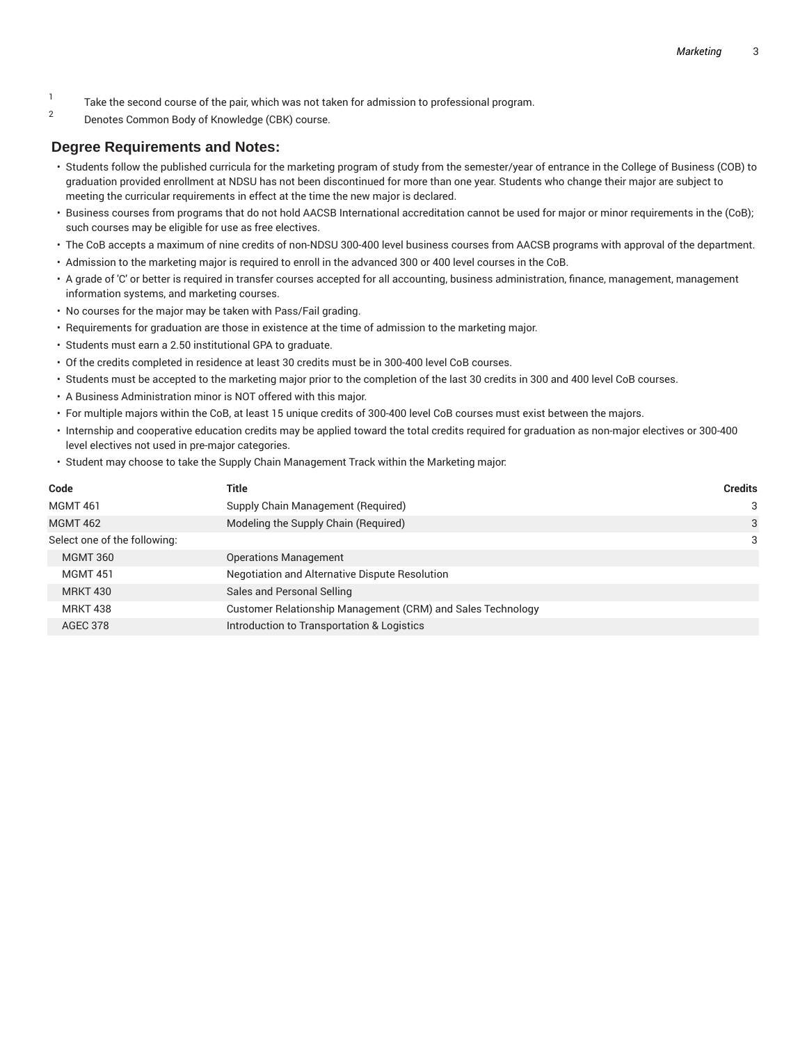[1] Take the second course of the pair, which was not taken for admission to professional program.

[2] Denotes Common Body of Knowledge (CBK) course.

## Degree Requirements and Notes:

- Students follow the published curricula for the marketing program of study from the semester/year of entrance in the College of Business (COB) to graduation provided enrollment at NDSU has not been discontinued for more than one year. Students who change their major are subject to meeting the curricular requirements in effect at the time the new major is declared.
- Business courses from programs that do not hold AACSB International accreditation cannot be used for major or minor requirements in the (CoB); such courses may be eligible for use as free electives.
- The CoB accepts a maximum of nine credits of non-NDSU 300-400 level business courses from AACSB programs with approval of the department.
- Admission to the marketing major is required to enroll in the advanced 300 or 400 level courses in the CoB.
- A grade of 'C' or better is required in transfer courses accepted for all accounting, business administration, finance, management, management information systems, and marketing courses.
- No courses for the major may be taken with Pass/Fail grading.
- Requirements for graduation are those in existence at the time of admission to the marketing major.
- Students must earn a 2.50 institutional GPA to graduate.
- Of the credits completed in residence at least 30 credits must be in 300-400 level CoB courses.
- Students must be accepted to the marketing major prior to the completion of the last 30 credits in 300 and 400 level CoB courses.
- A Business Administration minor is NOT offered with this major.
- For multiple majors within the CoB, at least 15 unique credits of 300-400 level CoB courses must exist between the majors.
- Internship and cooperative education credits may be applied toward the total credits required for graduation as non-major electives or 300-400 level electives not used in pre-major categories.
- Student may choose to take the Supply Chain Management Track within the Marketing major:

| Code | Title | Credits |
| --- | --- | --- |
| MGMT 461 | Supply Chain Management (Required) | 3 |
| MGMT 462 | Modeling the Supply Chain (Required) | 3 |
| Select one of the following: | | 3 |
| MGMT 360 | Operations Management | |
| MGMT 451 | Negotiation and Alternative Dispute Resolution | |
| MRKT 430 | Sales and Personal Selling | |
| MRKT 438 | Customer Relationship Management (CRM) and Sales Technology | |
| AGEC 378 | Introduction to Transportation & Logistics | |